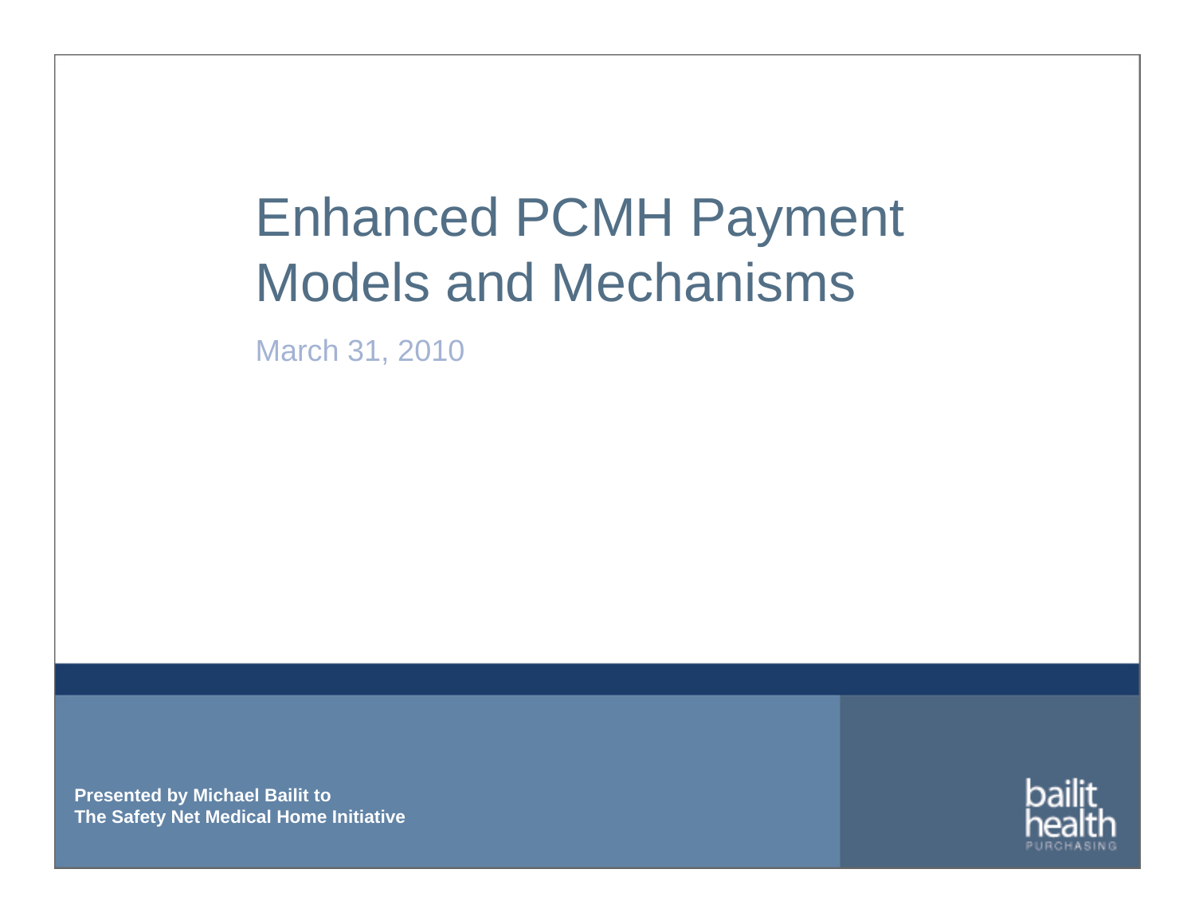# Enhanced PCMH Payment Models and Mechanisms

March 31, 2010

**Presented by Michael Bailit to**
**The Safety Net Medical Home Initiative**

bailit health PURCHASING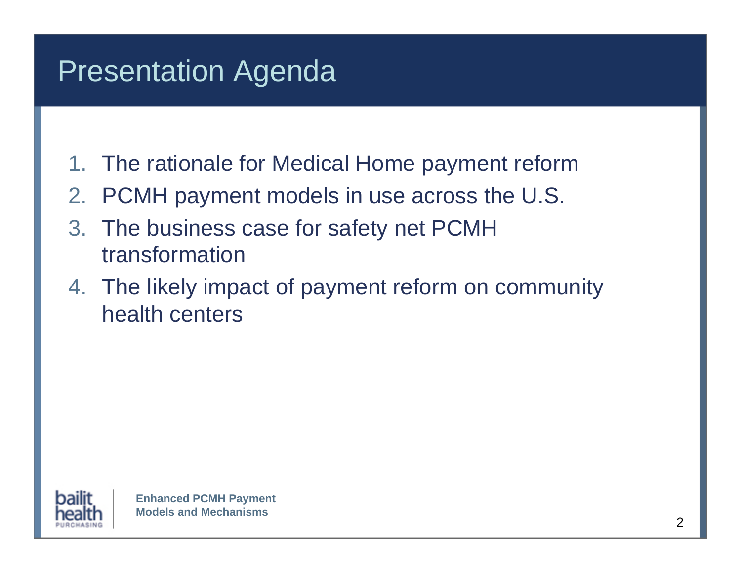# Presentation Agenda

1. The rationale for Medical Home payment reform
2. PCMH payment models in use across the U.S.
3. The business case for safety net PCMH transformation
4. The likely impact of payment reform on community health centers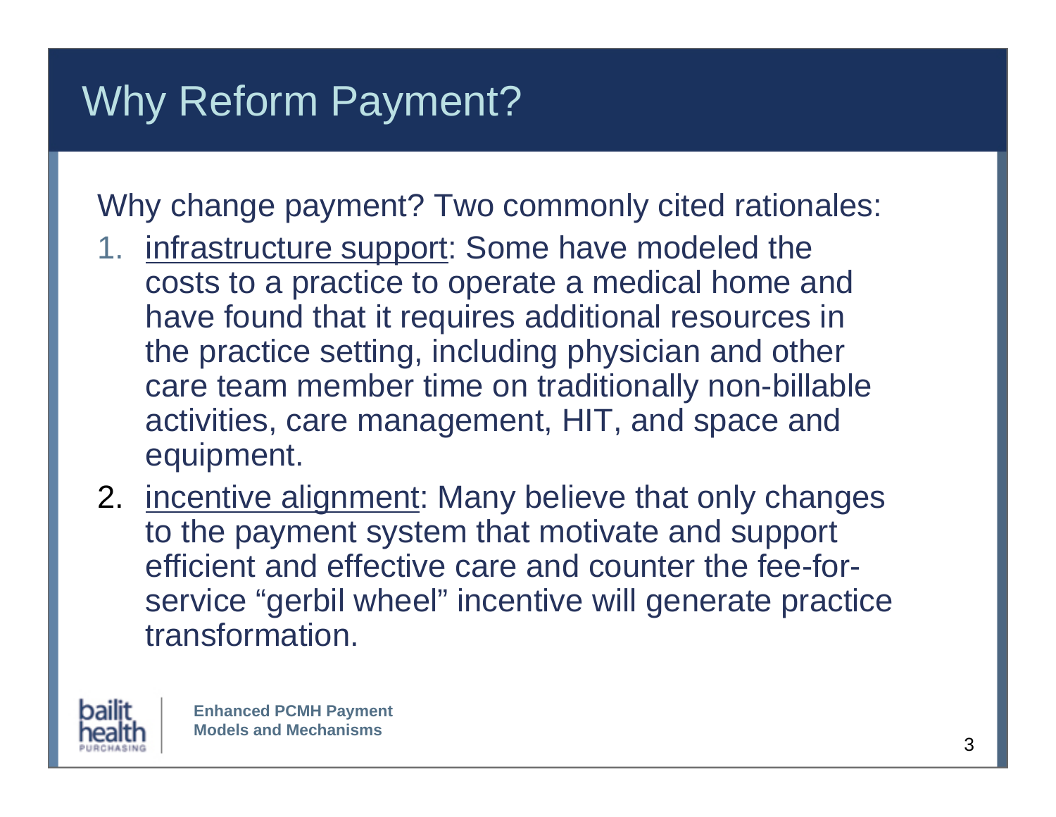# Why Reform Payment?

Why change payment? Two commonly cited rationales:

1. infrastructure support: Some have modeled the costs to a practice to operate a medical home and have found that it requires additional resources in the practice setting, including physician and other care team member time on traditionally non-billable activities, care management, HIT, and space and equipment.
2. incentive alignment: Many believe that only changes to the payment system that motivate and support efficient and effective care and counter the fee-for-service "gerbil wheel" incentive will generate practice transformation.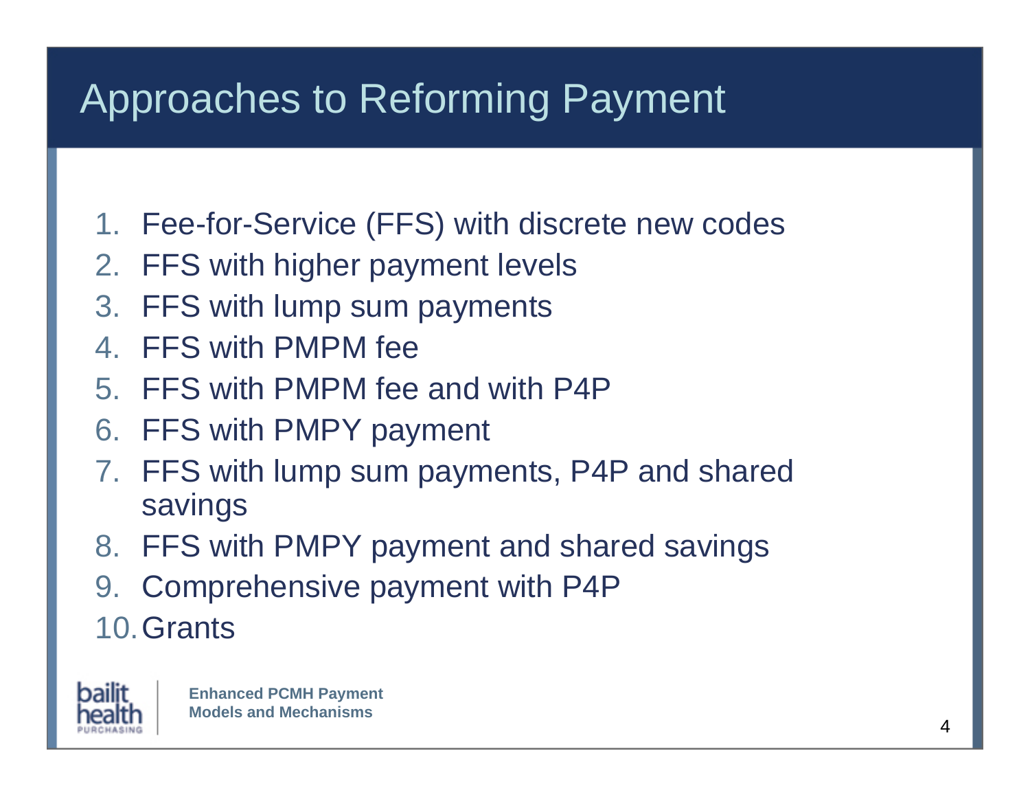# Approaches to Reforming Payment

1. Fee-for-Service (FFS) with discrete new codes
2. FFS with higher payment levels
3. FFS with lump sum payments
4. FFS with PMPM fee
5. FFS with PMPM fee and with P4P
6. FFS with PMPY payment
7. FFS with lump sum payments, P4P and shared savings
8. FFS with PMPY payment and shared savings
9. Comprehensive payment with P4P
10. Grants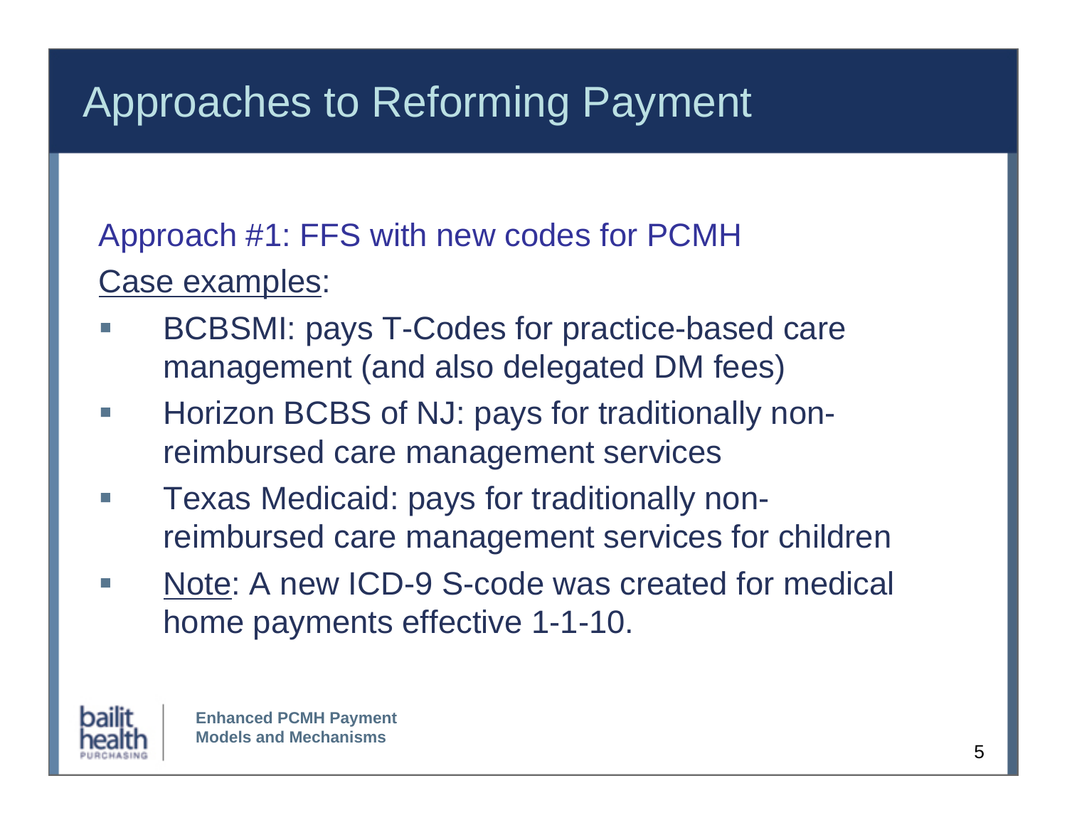# Approaches to Reforming Payment

Approach #1: FFS with new codes for PCMH

Case examples:

- BCBSMI: pays T-Codes for practice-based care management (and also delegated DM fees)
- Horizon BCBS of NJ: pays for traditionally non-reimbursed care management services
- Texas Medicaid: pays for traditionally non-reimbursed care management services for children
- Note: A new ICD-9 S-code was created for medical home payments effective 1-1-10.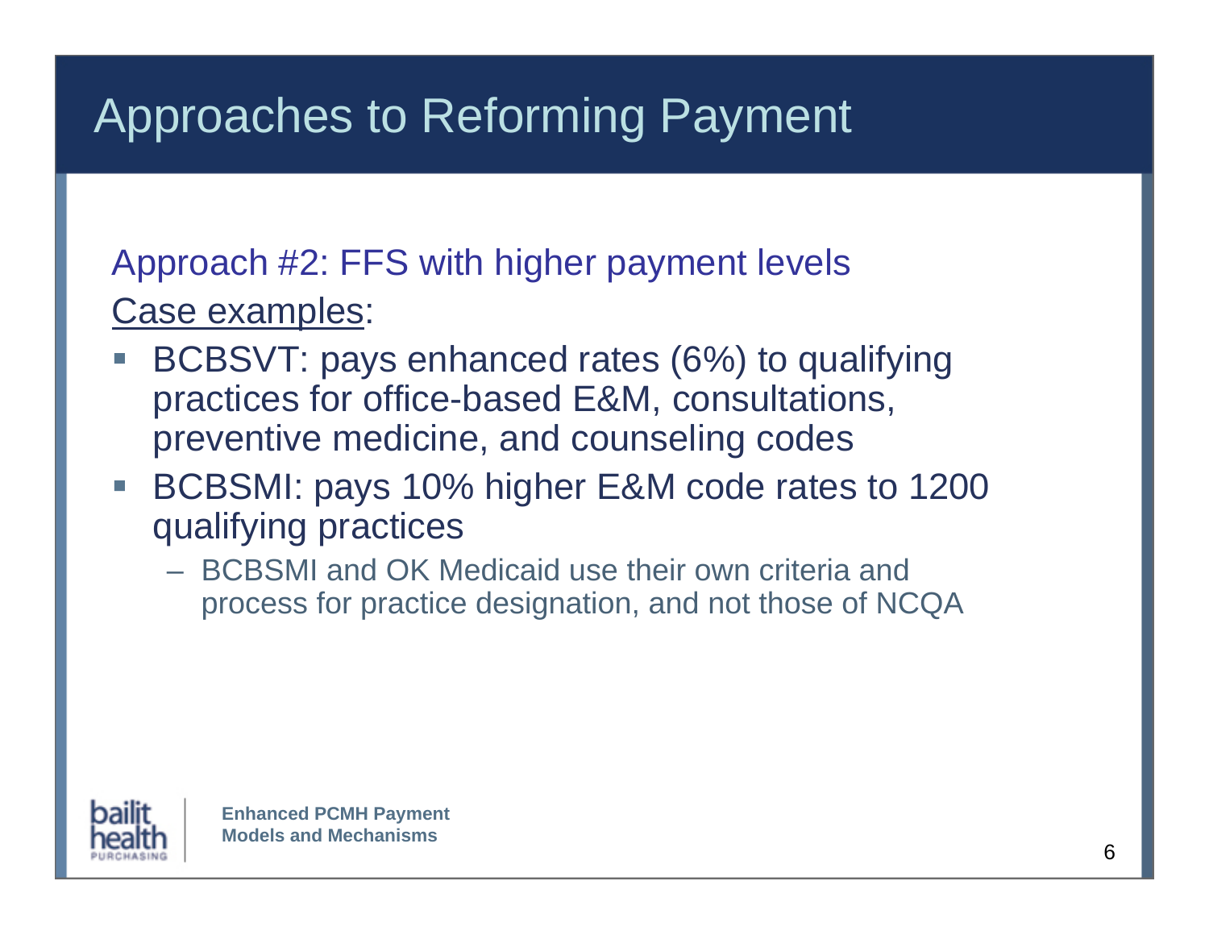# Approaches to Reforming Payment

## Approach #2: FFS with higher payment levels

Case examples:

- BCBSVT: pays enhanced rates (6%) to qualifying practices for office-based E&M, consultations, preventive medicine, and counseling codes
- BCBSMI: pays 10% higher E&M code rates to 1200 qualifying practices
  - BCBSMI and OK Medicaid use their own criteria and process for practice designation, and not those of NCQA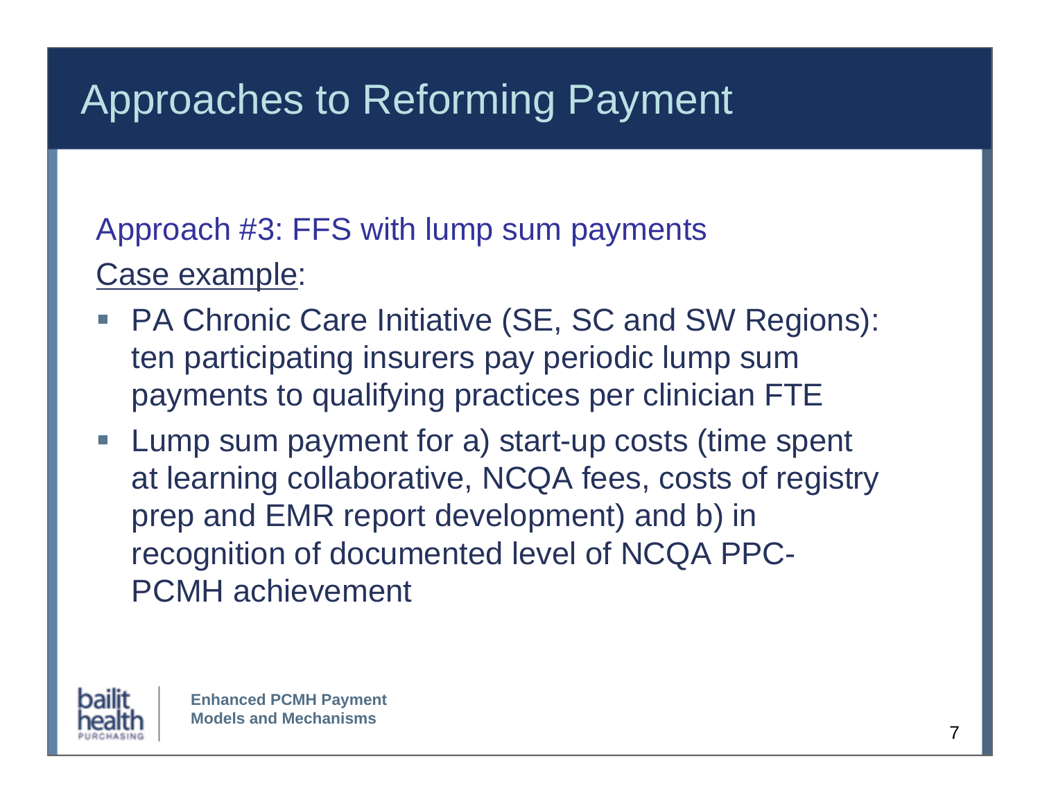# Approaches to Reforming Payment

## Approach #3: FFS with lump sum payments

Case example:

- PA Chronic Care Initiative (SE, SC and SW Regions): ten participating insurers pay periodic lump sum payments to qualifying practices per clinician FTE
- Lump sum payment for a) start-up costs (time spent at learning collaborative, NCQA fees, costs of registry prep and EMR report development) and b) in recognition of documented level of NCQA PPC-PCMH achievement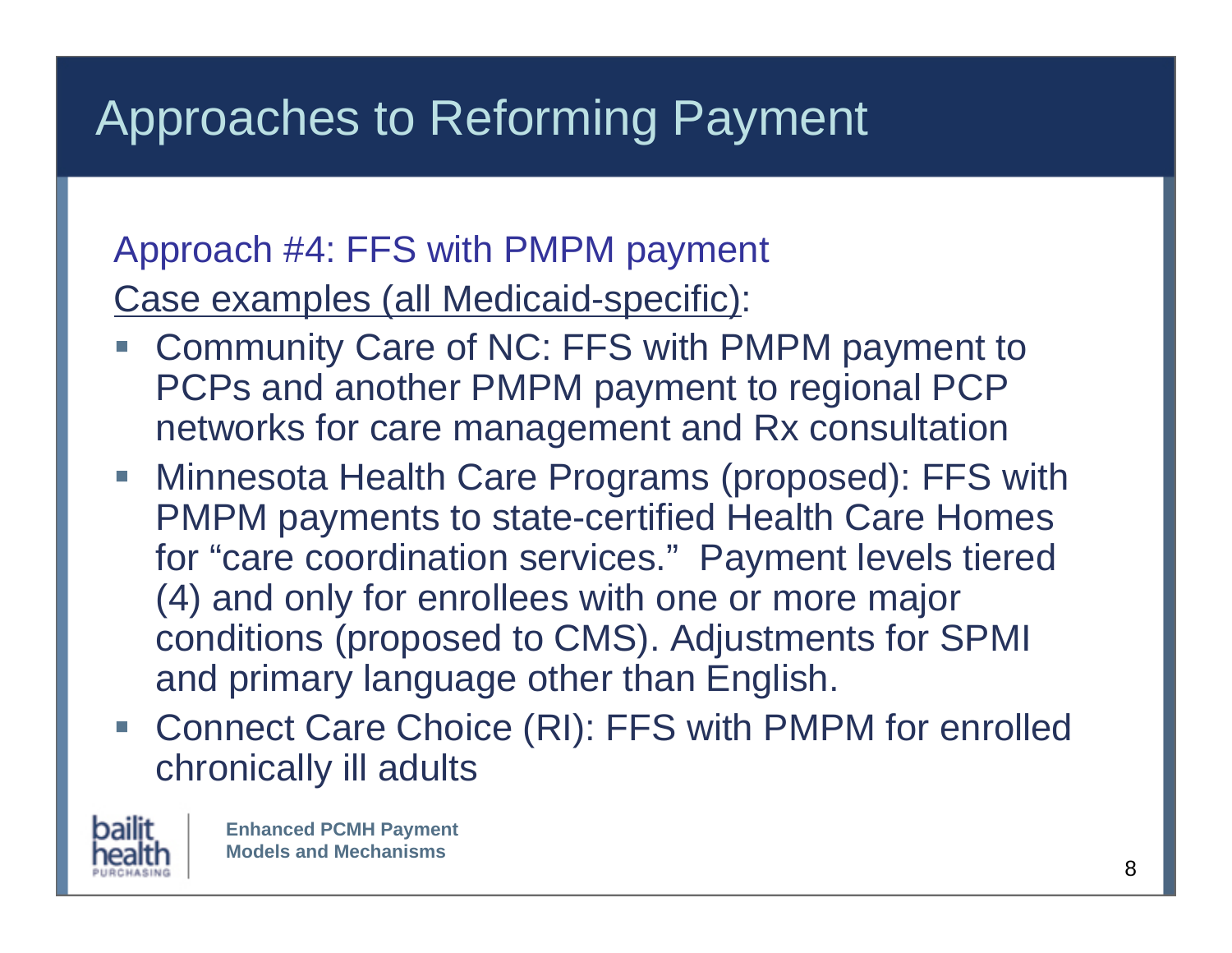# Approaches to Reforming Payment

## Approach #4: FFS with PMPM payment

<u>Case examples (all Medicaid-specific)</u>:

- Community Care of NC: FFS with PMPM payment to PCPs and another PMPM payment to regional PCP networks for care management and Rx consultation
- Minnesota Health Care Programs (proposed): FFS with PMPM payments to state-certified Health Care Homes for "care coordination services." Payment levels tiered (4) and only for enrollees with one or more major conditions (proposed to CMS). Adjustments for SPMI and primary language other than English.
- Connect Care Choice (RI): FFS with PMPM for enrolled chronically ill adults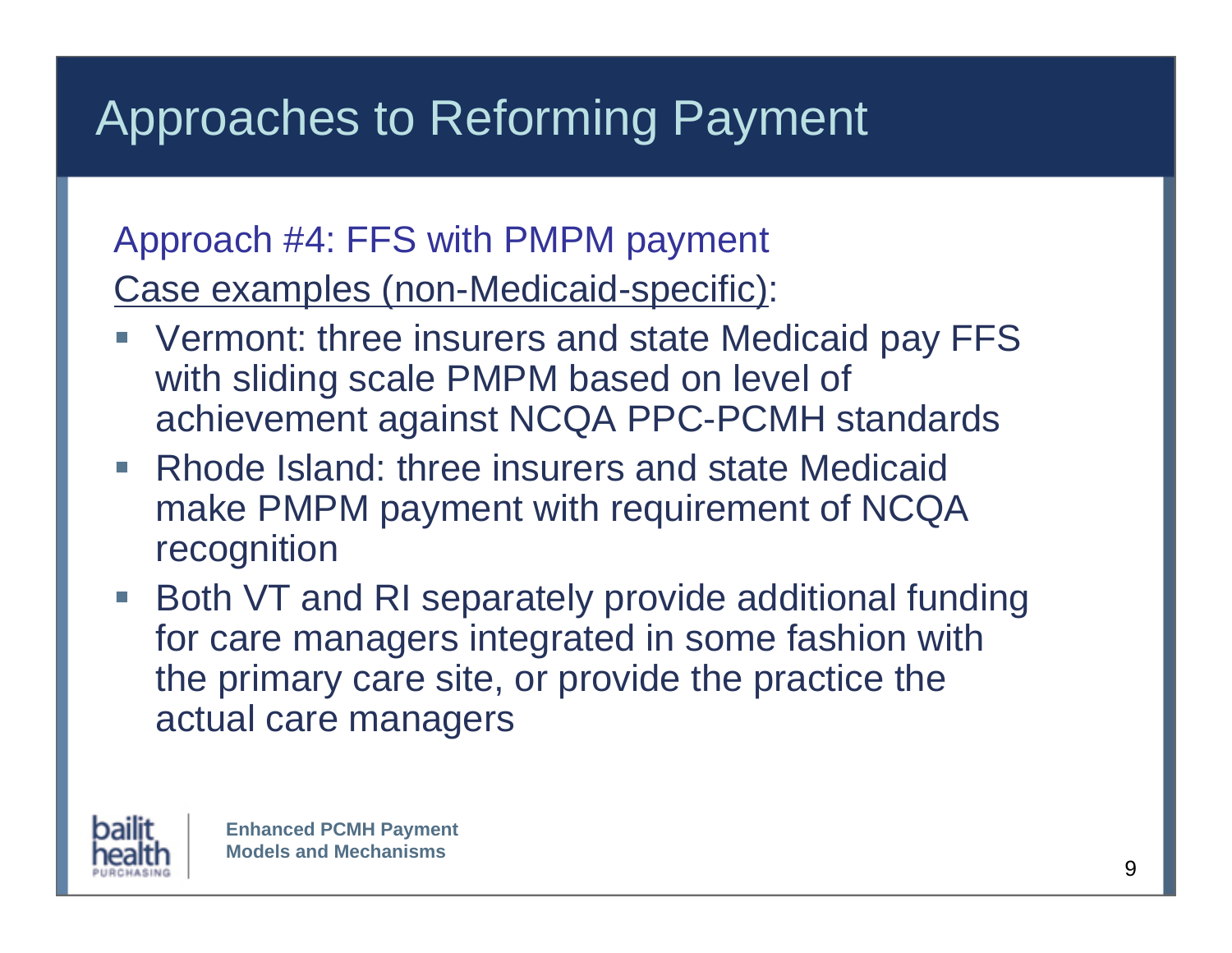# Approaches to Reforming Payment

## Approach #4: FFS with PMPM payment

Case examples (non-Medicaid-specific):

- Vermont: three insurers and state Medicaid pay FFS with sliding scale PMPM based on level of achievement against NCQA PPC-PCMH standards
- Rhode Island: three insurers and state Medicaid make PMPM payment with requirement of NCQA recognition
- Both VT and RI separately provide additional funding for care managers integrated in some fashion with the primary care site, or provide the practice the actual care managers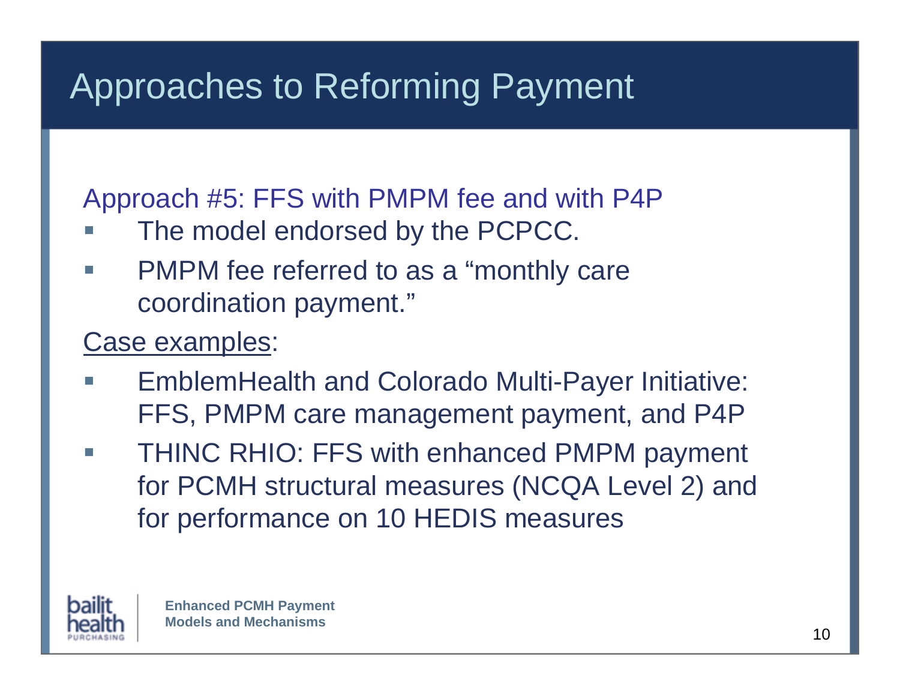# Approaches to Reforming Payment

Approach #5: FFS with PMPM fee and with P4P

- The model endorsed by the PCPCC.
- PMPM fee referred to as a "monthly care coordination payment."

Case examples:

- EmblemHealth and Colorado Multi-Payer Initiative: FFS, PMPM care management payment, and P4P
- THINC RHIO: FFS with enhanced PMPM payment for PCMH structural measures (NCQA Level 2) and for performance on 10 HEDIS measures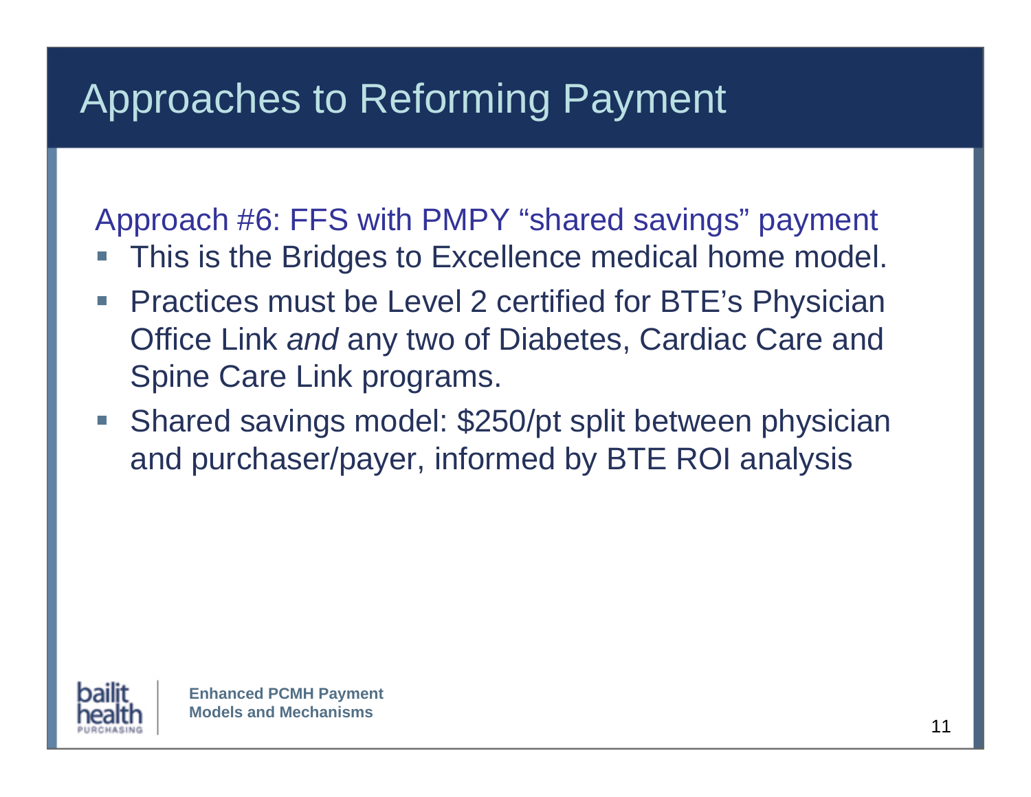# Approaches to Reforming Payment

## Approach #6: FFS with PMPY "shared savings" payment

- This is the Bridges to Excellence medical home model.
- Practices must be Level 2 certified for BTE's Physician Office Link *and* any two of Diabetes, Cardiac Care and Spine Care Link programs.
- Shared savings model: $250/pt split between physician and purchaser/payer, informed by BTE ROI analysis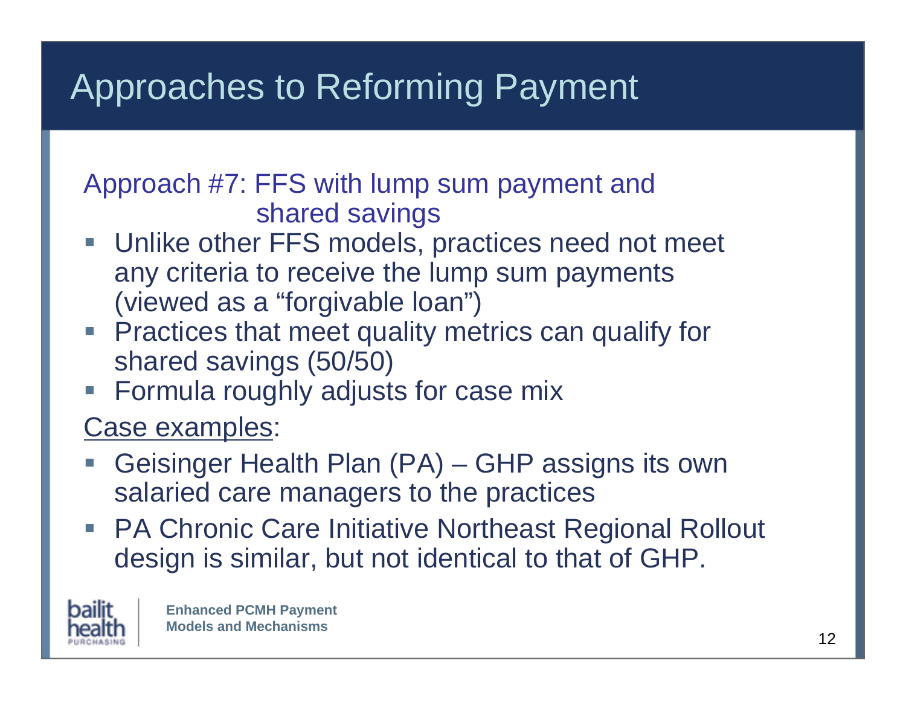# Approaches to Reforming Payment

Approach #7: FFS with lump sum payment and shared savings

- Unlike other FFS models, practices need not meet any criteria to receive the lump sum payments (viewed as a "forgivable loan")
- Practices that meet quality metrics can qualify for shared savings (50/50)
- Formula roughly adjusts for case mix

Case examples:

- Geisinger Health Plan (PA) – GHP assigns its own salaried care managers to the practices
- PA Chronic Care Initiative Northeast Regional Rollout design is similar, but not identical to that of GHP.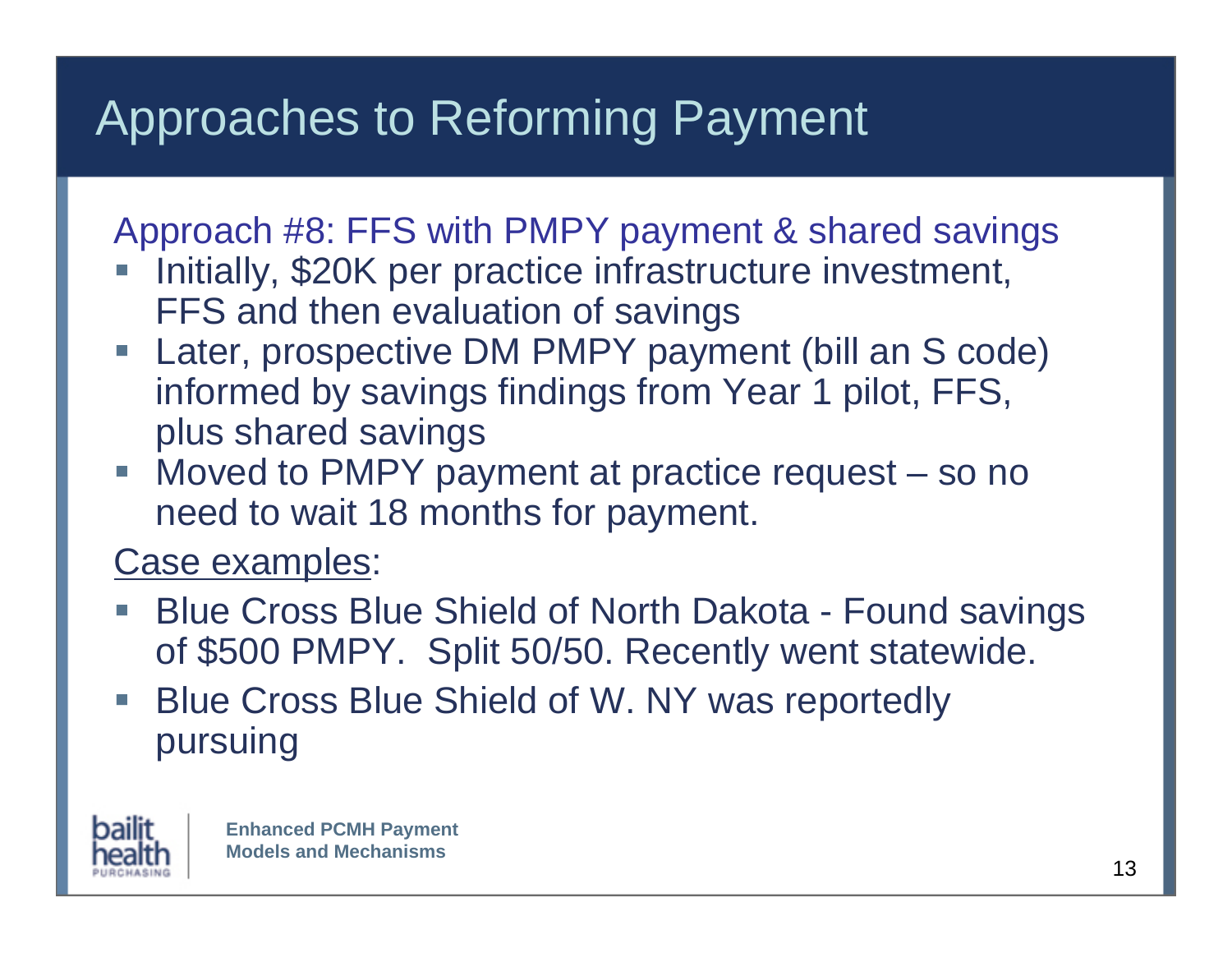# Approaches to Reforming Payment

## Approach #8: FFS with PMPY payment & shared savings

- Initially, $20K per practice infrastructure investment, FFS and then evaluation of savings
- Later, prospective DM PMPY payment (bill an S code) informed by savings findings from Year 1 pilot, FFS, plus shared savings
- Moved to PMPY payment at practice request – so no need to wait 18 months for payment.

<u>Case examples</u>:

- Blue Cross Blue Shield of North Dakota - Found savings of $500 PMPY. Split 50/50. Recently went statewide.
- Blue Cross Blue Shield of W. NY was reportedly pursuing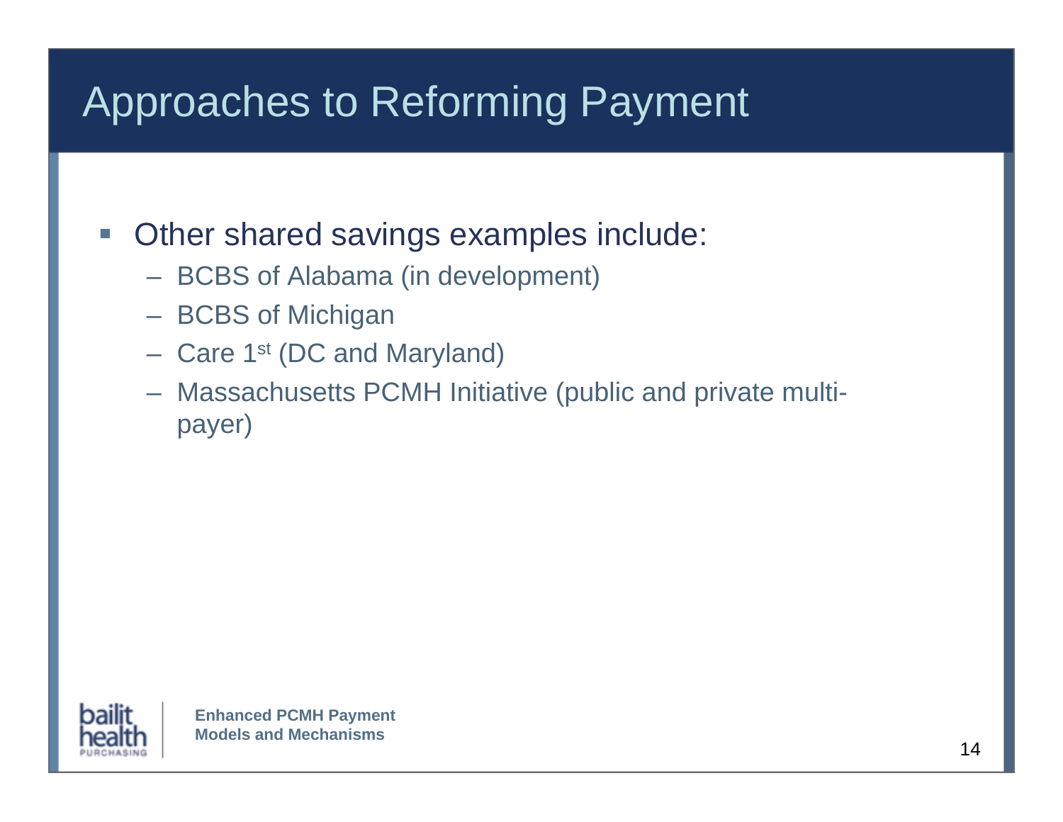# Approaches to Reforming Payment

- Other shared savings examples include:
  - BCBS of Alabama (in development)
  - BCBS of Michigan
  - Care 1st (DC and Maryland)
  - Massachusetts PCMH Initiative (public and private multi-payer)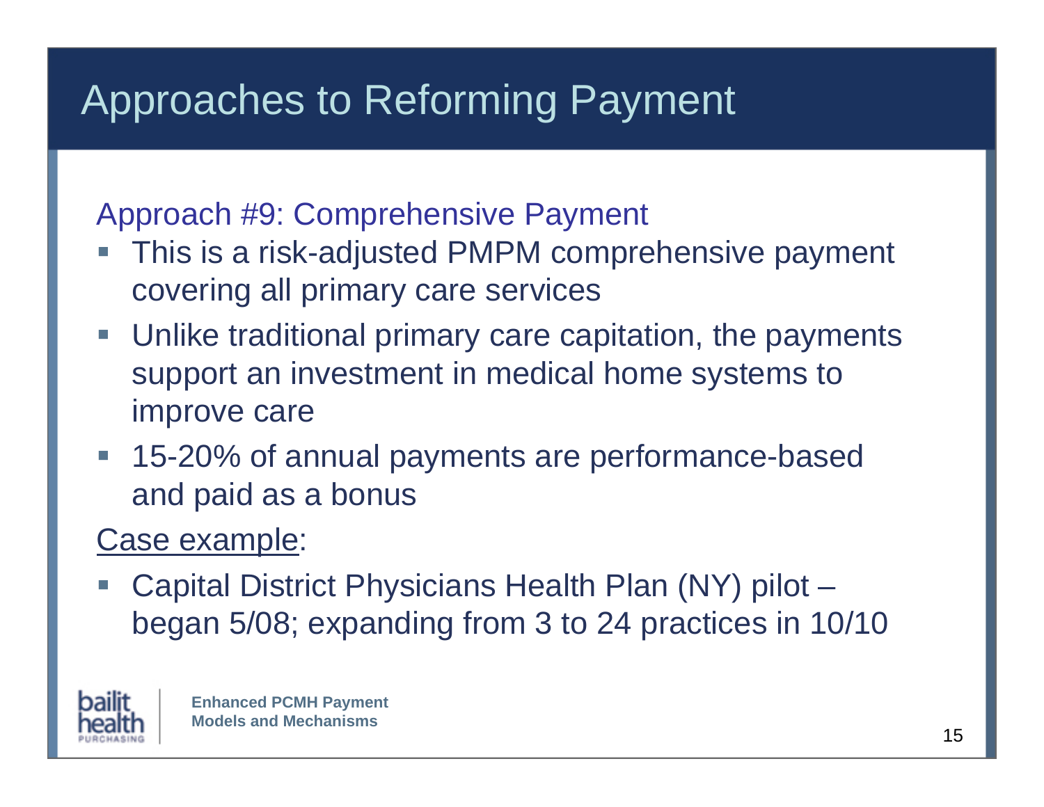# Approaches to Reforming Payment

## Approach #9: Comprehensive Payment

- This is a risk-adjusted PMPM comprehensive payment covering all primary care services
- Unlike traditional primary care capitation, the payments support an investment in medical home systems to improve care
- 15-20% of annual payments are performance-based and paid as a bonus

Case example:

- Capital District Physicians Health Plan (NY) pilot – began 5/08; expanding from 3 to 24 practices in 10/10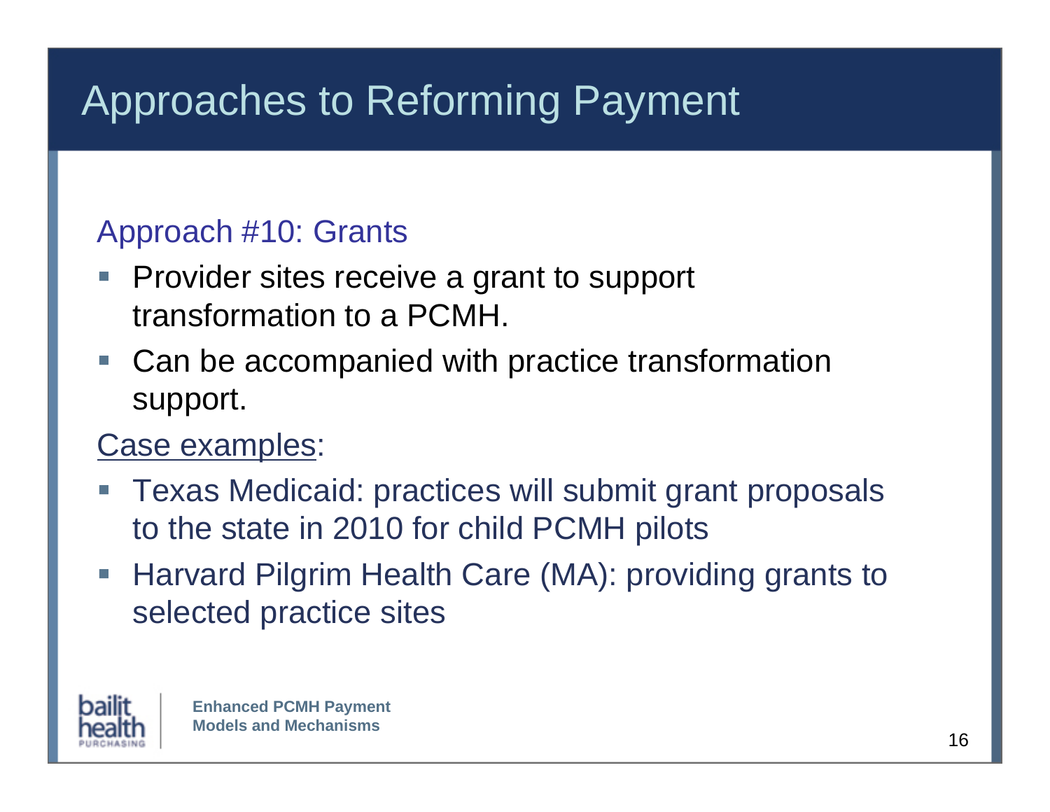# Approaches to Reforming Payment

## Approach #10: Grants

- Provider sites receive a grant to support transformation to a PCMH.
- Can be accompanied with practice transformation support.

Case examples:

- Texas Medicaid: practices will submit grant proposals to the state in 2010 for child PCMH pilots
- Harvard Pilgrim Health Care (MA): providing grants to selected practice sites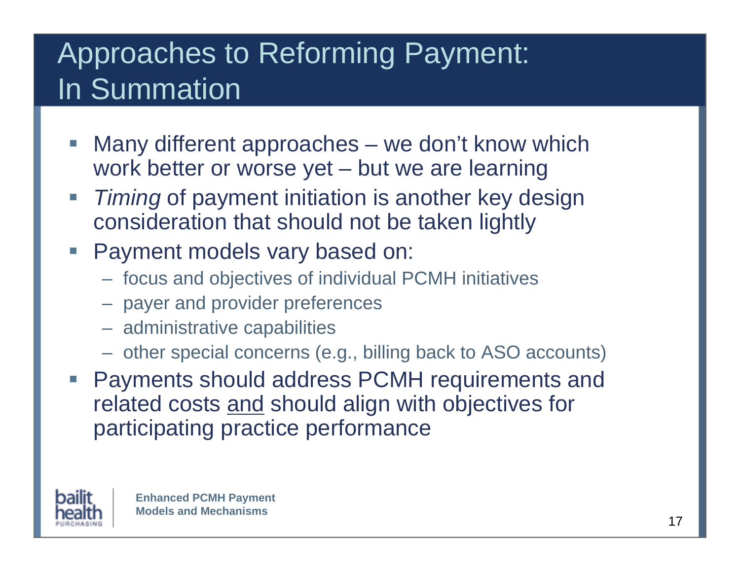# Approaches to Reforming Payment: In Summation

- Many different approaches – we don't know which work better or worse yet – but we are learning
- *Timing* of payment initiation is another key design consideration that should not be taken lightly
- Payment models vary based on:
  - focus and objectives of individual PCMH initiatives
  - payer and provider preferences
  - administrative capabilities
  - other special concerns (e.g., billing back to ASO accounts)
- Payments should address PCMH requirements and related costs <u>and</u> should align with objectives for participating practice performance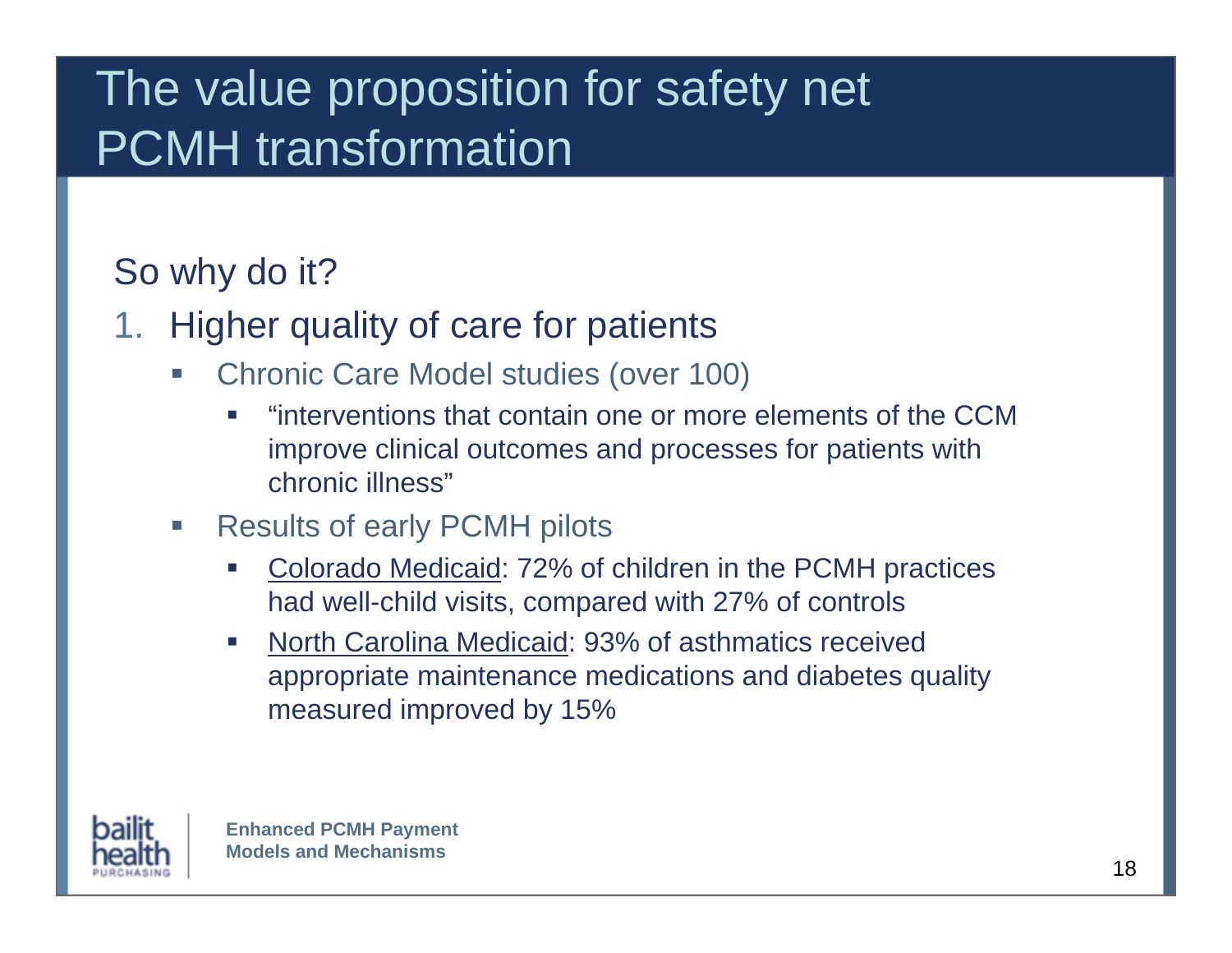# The value proposition for safety net PCMH transformation

So why do it?

1. Higher quality of care for patients
   - Chronic Care Model studies (over 100)
     - "interventions that contain one or more elements of the CCM improve clinical outcomes and processes for patients with chronic illness"
   - Results of early PCMH pilots
     - <u>Colorado Medicaid</u>: 72% of children in the PCMH practices had well-child visits, compared with 27% of controls
     - <u>North Carolina Medicaid</u>: 93% of asthmatics received appropriate maintenance medications and diabetes quality measured improved by 15%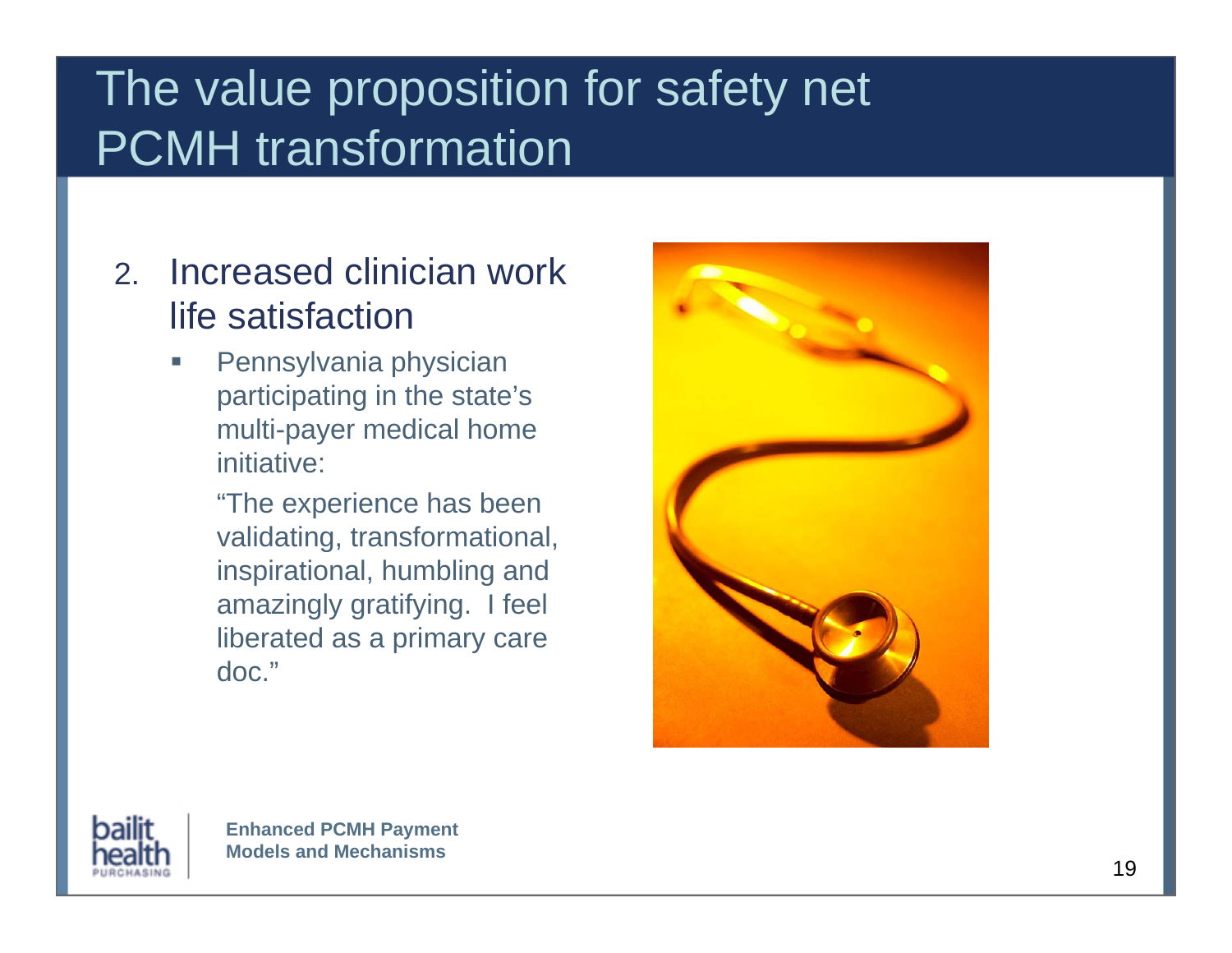# The value proposition for safety net PCMH transformation

2. Increased clinician work life satisfaction
   - Pennsylvania physician participating in the state's multi-payer medical home initiative:

     "The experience has been validating, transformational, inspirational, humbling and amazingly gratifying. I feel liberated as a primary care doc."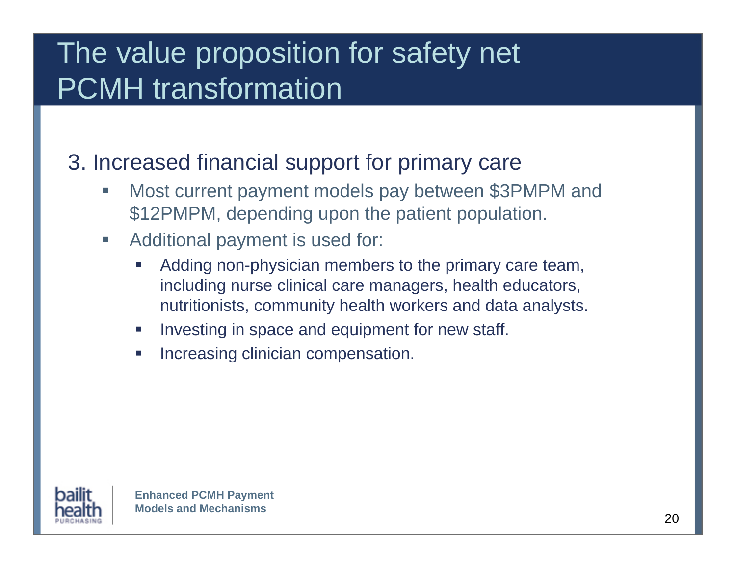# The value proposition for safety net PCMH transformation

## 3. Increased financial support for primary care

- Most current payment models pay between $3PMPM and $12PMPM, depending upon the patient population.
- Additional payment is used for:
  - Adding non-physician members to the primary care team, including nurse clinical care managers, health educators, nutritionists, community health workers and data analysts.
  - Investing in space and equipment for new staff.
  - Increasing clinician compensation.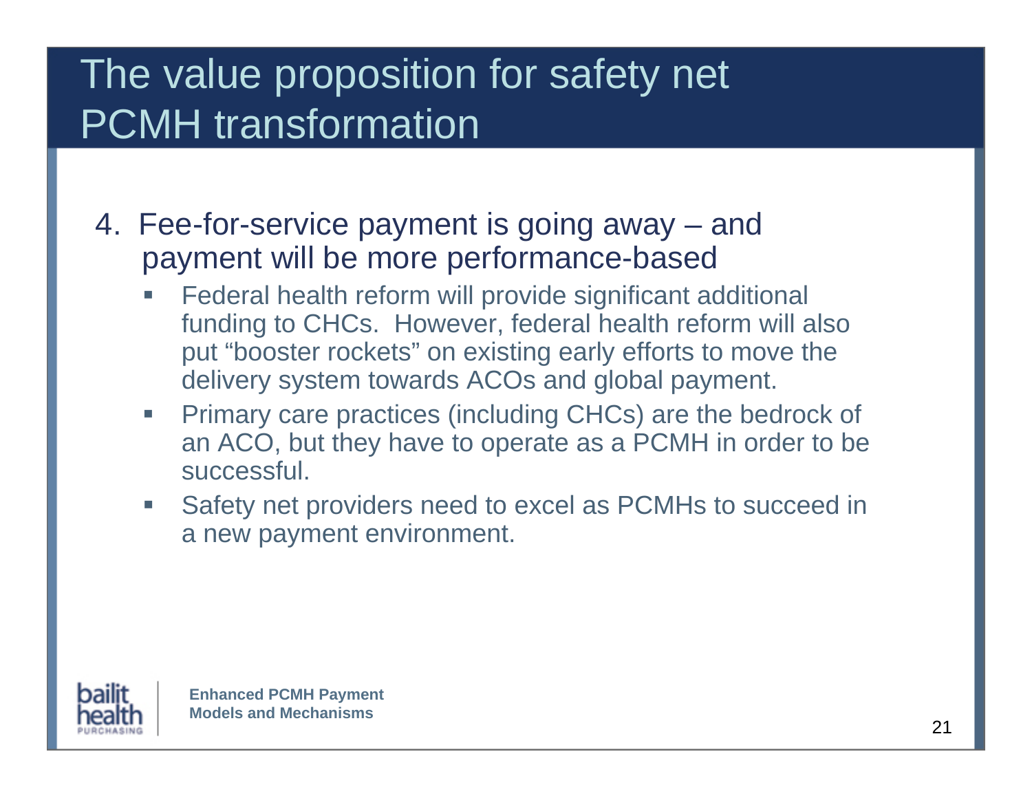# The value proposition for safety net PCMH transformation

4. Fee-for-service payment is going away – and payment will be more performance-based
   - Federal health reform will provide significant additional funding to CHCs. However, federal health reform will also put "booster rockets" on existing early efforts to move the delivery system towards ACOs and global payment.
   - Primary care practices (including CHCs) are the bedrock of an ACO, but they have to operate as a PCMH in order to be successful.
   - Safety net providers need to excel as PCMHs to succeed in a new payment environment.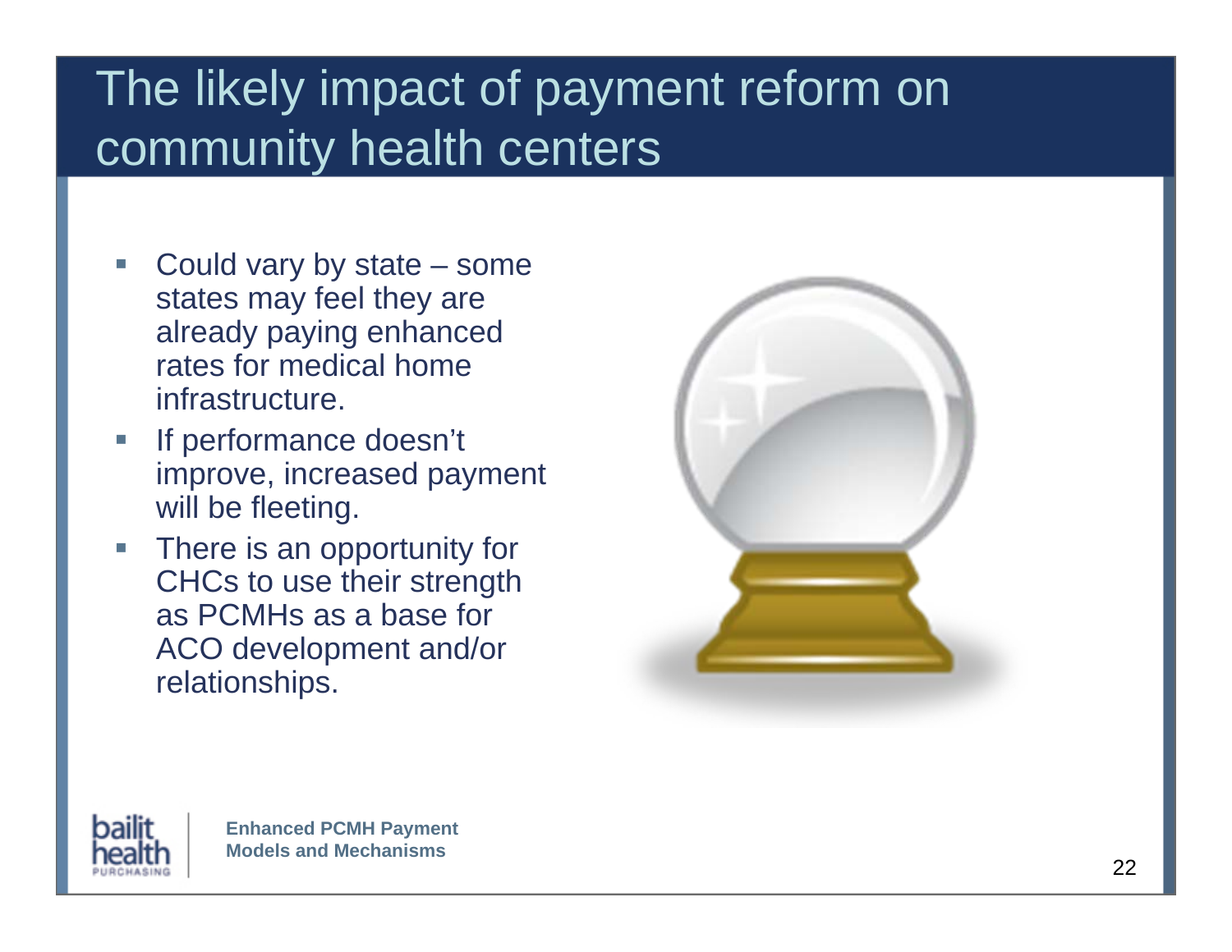# The likely impact of payment reform on community health centers

- Could vary by state – some states may feel they are already paying enhanced rates for medical home infrastructure.
- If performance doesn't improve, increased payment will be fleeting.
- There is an opportunity for CHCs to use their strength as PCMHs as a base for ACO development and/or relationships.